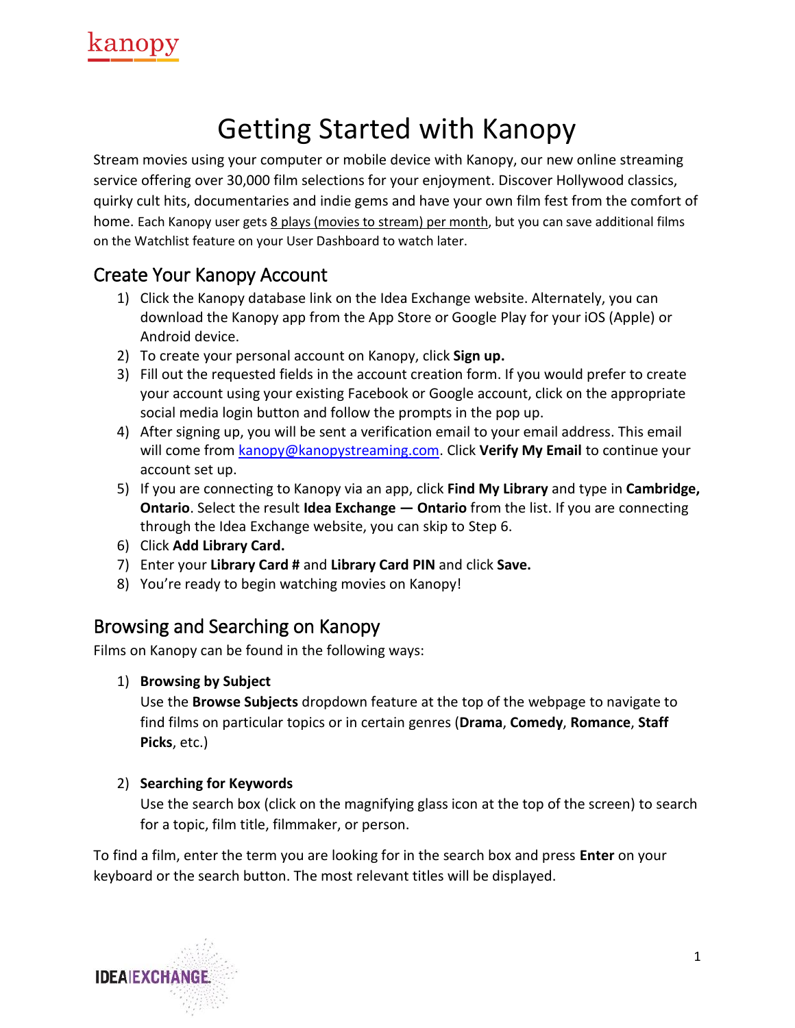# Getting Started with Kanopy

Stream movies using your computer or mobile device with Kanopy, our new online streaming service offering over 30,000 film selections for your enjoyment. Discover Hollywood classics, quirky cult hits, documentaries and indie gems and have your own film fest from the comfort of home. Each Kanopy user gets 8 plays (movies to stream) per month, but you can save additional films on the Watchlist feature on your User Dashboard to watch later.

## Create Your Kanopy Account

1) Click the Kanopy database link on the Idea Exchange website. Alternately, you can download the Kanopy app from the App Store or Google Play for your iOS (Apple) or Android device.
2) To create your personal account on Kanopy, click **Sign up.**
3) Fill out the requested fields in the account creation form. If you would prefer to create your account using your existing Facebook or Google account, click on the appropriate social media login button and follow the prompts in the pop up.
4) After signing up, you will be sent a verification email to your email address. This email will come from kanopy@kanopystreaming.com. Click **Verify My Email** to continue your account set up.
5) If you are connecting to Kanopy via an app, click **Find My Library** and type in **Cambridge, Ontario**. Select the result **Idea Exchange — Ontario** from the list. If you are connecting through the Idea Exchange website, you can skip to Step 6.
6) Click **Add Library Card.**
7) Enter your **Library Card #** and **Library Card PIN** and click **Save.**
8) You're ready to begin watching movies on Kanopy!

## Browsing and Searching on Kanopy

Films on Kanopy can be found in the following ways:

1) **Browsing by Subject**
   Use the **Browse Subjects** dropdown feature at the top of the webpage to navigate to find films on particular topics or in certain genres (**Drama**, **Comedy**, **Romance**, **Staff Picks**, etc.)

2) **Searching for Keywords**
   Use the search box (click on the magnifying glass icon at the top of the screen) to search for a topic, film title, filmmaker, or person.

To find a film, enter the term you are looking for in the search box and press **Enter** on your keyboard or the search button. The most relevant titles will be displayed.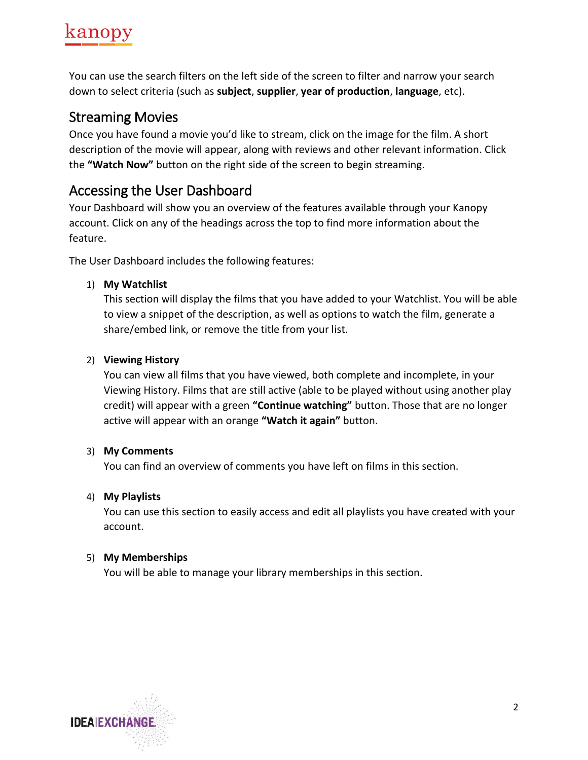You can use the search filters on the left side of the screen to filter and narrow your search down to select criteria (such as **subject**, **supplier**, **year of production**, **language**, etc).

## Streaming Movies

Once you have found a movie you'd like to stream, click on the image for the film. A short description of the movie will appear, along with reviews and other relevant information. Click the **"Watch Now"** button on the right side of the screen to begin streaming.

## Accessing the User Dashboard

Your Dashboard will show you an overview of the features available through your Kanopy account. Click on any of the headings across the top to find more information about the feature.

The User Dashboard includes the following features:

1) **My Watchlist**
   This section will display the films that you have added to your Watchlist. You will be able to view a snippet of the description, as well as options to watch the film, generate a share/embed link, or remove the title from your list.

2) **Viewing History**
   You can view all films that you have viewed, both complete and incomplete, in your Viewing History. Films that are still active (able to be played without using another play credit) will appear with a green **"Continue watching"** button. Those that are no longer active will appear with an orange **"Watch it again"** button.

3) **My Comments**
   You can find an overview of comments you have left on films in this section.

4) **My Playlists**
   You can use this section to easily access and edit all playlists you have created with your account.

5) **My Memberships**
   You will be able to manage your library memberships in this section.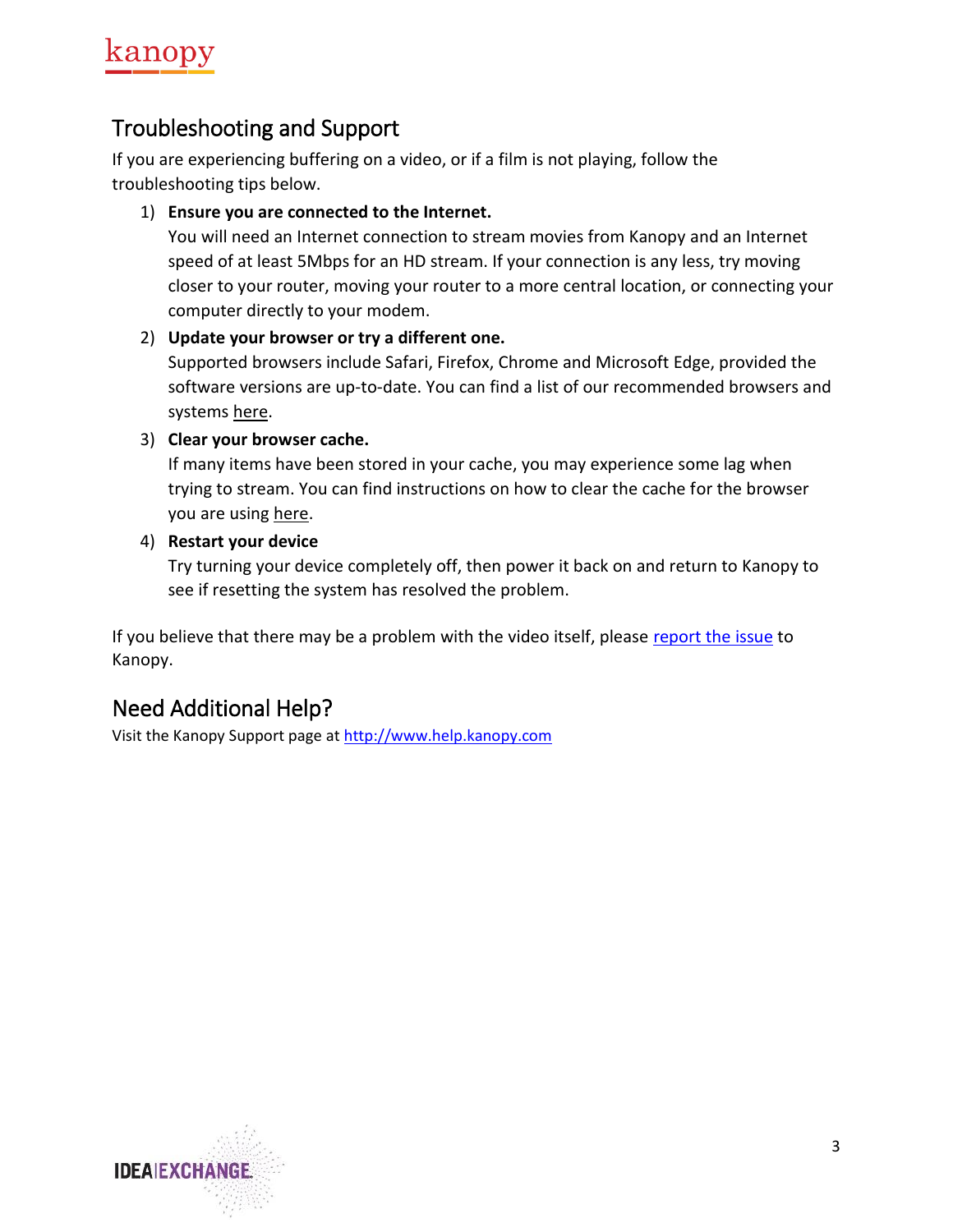## Troubleshooting and Support

If you are experiencing buffering on a video, or if a film is not playing, follow the troubleshooting tips below.

1) **Ensure you are connected to the Internet.**
   You will need an Internet connection to stream movies from Kanopy and an Internet speed of at least 5Mbps for an HD stream. If your connection is any less, try moving closer to your router, moving your router to a more central location, or connecting your computer directly to your modem.
2) **Update your browser or try a different one.**
   Supported browsers include Safari, Firefox, Chrome and Microsoft Edge, provided the software versions are up-to-date. You can find a list of our recommended browsers and systems here.
3) **Clear your browser cache.**
   If many items have been stored in your cache, you may experience some lag when trying to stream. You can find instructions on how to clear the cache for the browser you are using here.
4) **Restart your device**
   Try turning your device completely off, then power it back on and return to Kanopy to see if resetting the system has resolved the problem.

If you believe that there may be a problem with the video itself, please report the issue to Kanopy.

## Need Additional Help?

Visit the Kanopy Support page at http://www.help.kanopy.com